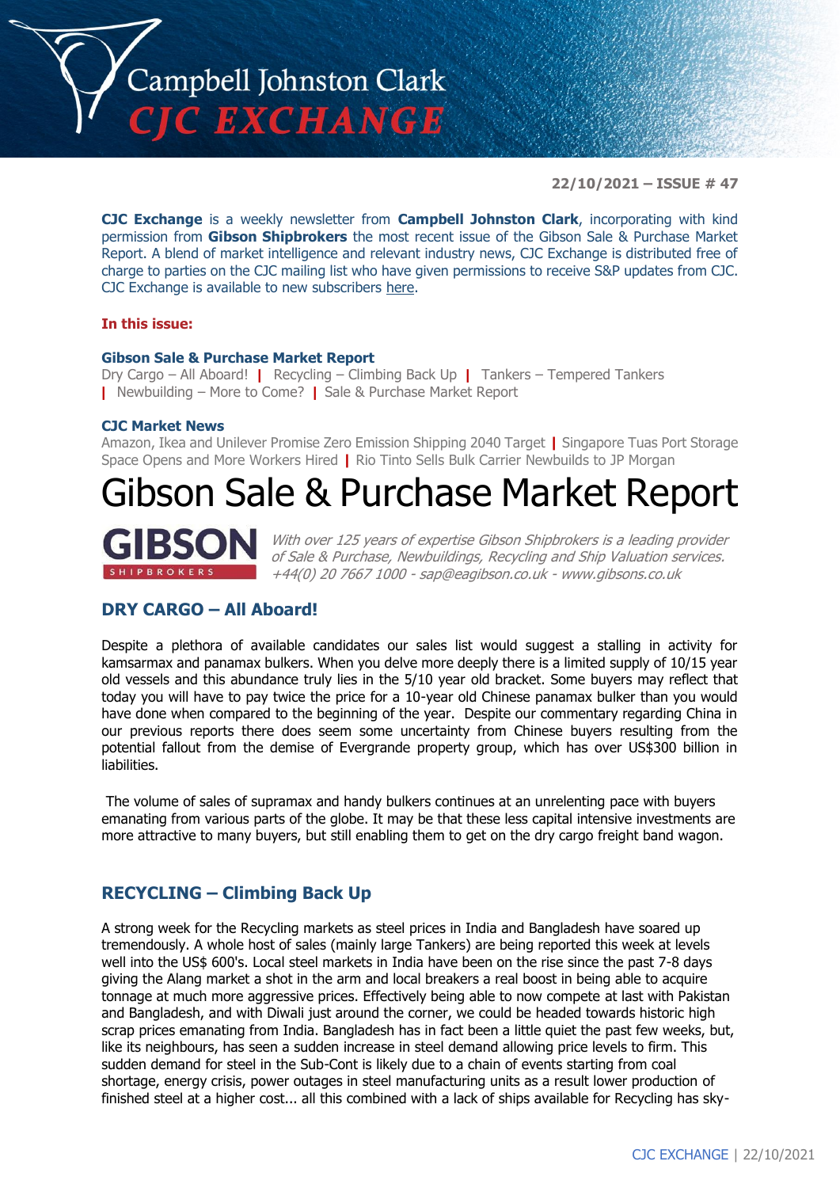# Campbell Johnston Clark CJC EXCHANGE

**22/10/2021 – ISSUE # 47**

**CJC Exchange** is a weekly newsletter from **Campbell Johnston Clark**, incorporating with kind permission from **Gibson Shipbrokers** the most recent issue of the Gibson Sale & Purchase Market Report. A blend of market intelligence and relevant industry news, CJC Exchange is distributed free of charge to parties on the CJC mailing list who have given permissions to receive S&P updates from CJC. CJC Exchange is available to new subscribers here.

**In this issue:**

**Gibson Sale & Purchase Market Report**
Dry Cargo – All Aboard! | Recycling – Climbing Back Up | Tankers – Tempered Tankers | Newbuilding – More to Come? | Sale & Purchase Market Report

**CJC Market News**
Amazon, Ikea and Unilever Promise Zero Emission Shipping 2040 Target | Singapore Tuas Port Storage Space Opens and More Workers Hired | Rio Tinto Sells Bulk Carrier Newbuilds to JP Morgan

# Gibson Sale & Purchase Market Report

**GIBSON** SHIPBROKERS

*With over 125 years of expertise Gibson Shipbrokers is a leading provider of Sale & Purchase, Newbuildings, Recycling and Ship Valuation services. +44(0) 20 7667 1000 - sap@eagibson.co.uk - www.gibsons.co.uk*

## DRY CARGO – All Aboard!

Despite a plethora of available candidates our sales list would suggest a stalling in activity for kamsarmax and panamax bulkers. When you delve more deeply there is a limited supply of 10/15 year old vessels and this abundance truly lies in the 5/10 year old bracket. Some buyers may reflect that today you will have to pay twice the price for a 10-year old Chinese panamax bulker than you would have done when compared to the beginning of the year. Despite our commentary regarding China in our previous reports there does seem some uncertainty from Chinese buyers resulting from the potential fallout from the demise of Evergrande property group, which has over US$300 billion in liabilities.

The volume of sales of supramax and handy bulkers continues at an unrelenting pace with buyers emanating from various parts of the globe. It may be that these less capital intensive investments are more attractive to many buyers, but still enabling them to get on the dry cargo freight band wagon.

## RECYCLING – Climbing Back Up

A strong week for the Recycling markets as steel prices in India and Bangladesh have soared up tremendously. A whole host of sales (mainly large Tankers) are being reported this week at levels well into the US$ 600's. Local steel markets in India have been on the rise since the past 7-8 days giving the Alang market a shot in the arm and local breakers a real boost in being able to acquire tonnage at much more aggressive prices. Effectively being able to now compete at last with Pakistan and Bangladesh, and with Diwali just around the corner, we could be headed towards historic high scrap prices emanating from India. Bangladesh has in fact been a little quiet the past few weeks, but, like its neighbours, has seen a sudden increase in steel demand allowing price levels to firm. This sudden demand for steel in the Sub-Cont is likely due to a chain of events starting from coal shortage, energy crisis, power outages in steel manufacturing units as a result lower production of finished steel at a higher cost... all this combined with a lack of ships available for Recycling has sky-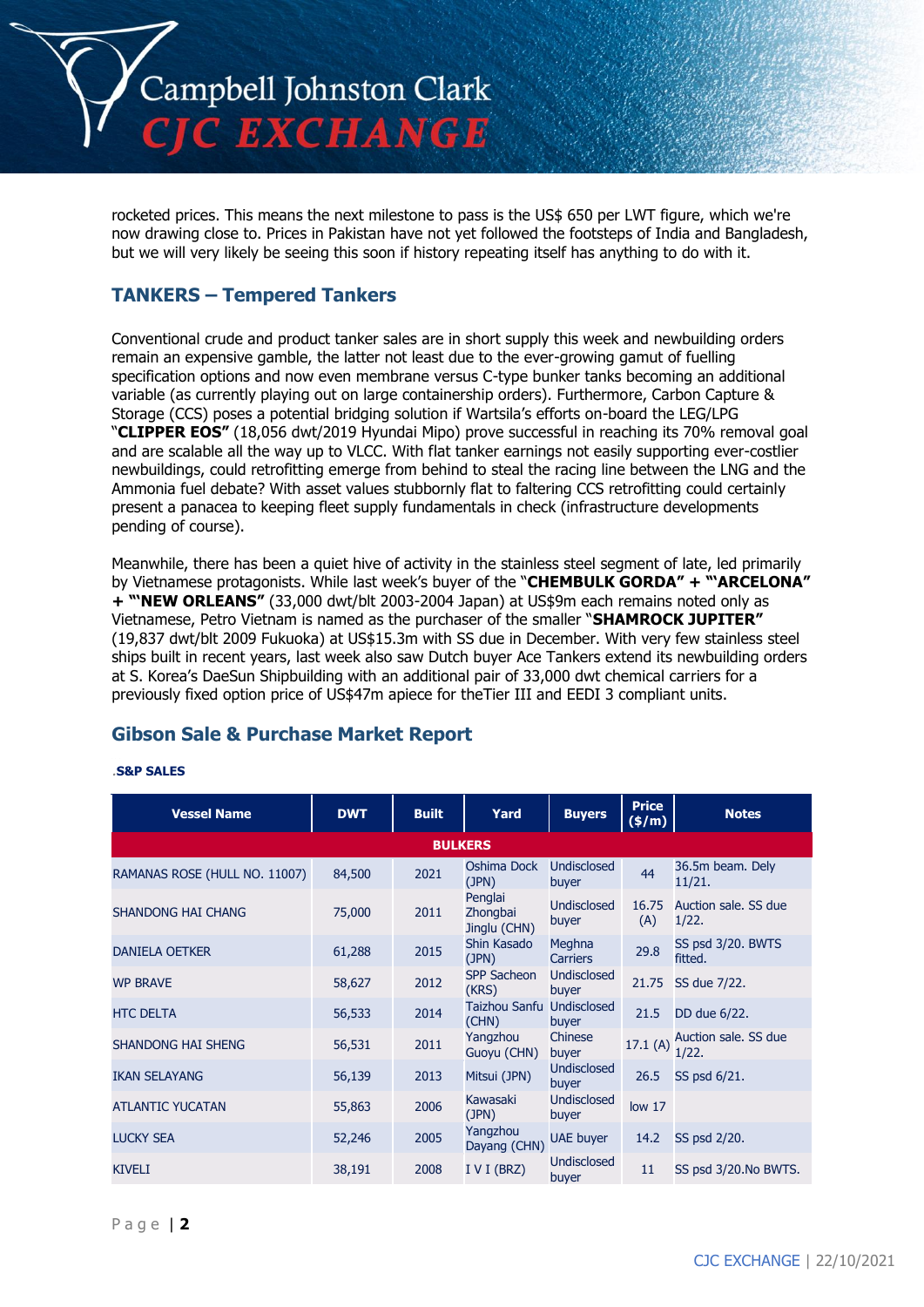rocketed prices. This means the next milestone to pass is the US$ 650 per LWT figure, which we're now drawing close to. Prices in Pakistan have not yet followed the footsteps of India and Bangladesh, but we will very likely be seeing this soon if history repeating itself has anything to do with it.

## TANKERS – Tempered Tankers

Conventional crude and product tanker sales are in short supply this week and newbuilding orders remain an expensive gamble, the latter not least due to the ever-growing gamut of fuelling specification options and now even membrane versus C-type bunker tanks becoming an additional variable (as currently playing out on large containership orders). Furthermore, Carbon Capture & Storage (CCS) poses a potential bridging solution if Wartsila's efforts on-board the LEG/LPG "**CLIPPER EOS"** (18,056 dwt/2019 Hyundai Mipo) prove successful in reaching its 70% removal goal and are scalable all the way up to VLCC. With flat tanker earnings not easily supporting ever-costlier newbuildings, could retrofitting emerge from behind to steal the racing line between the LNG and the Ammonia fuel debate? With asset values stubbornly flat to faltering CCS retrofitting could certainly present a panacea to keeping fleet supply fundamentals in check (infrastructure developments pending of course).

Meanwhile, there has been a quiet hive of activity in the stainless steel segment of late, led primarily by Vietnamese protagonists. While last week's buyer of the "**CHEMBULK GORDA" + "'ARCELONA" + "'NEW ORLEANS"** (33,000 dwt/blt 2003-2004 Japan) at US$9m each remains noted only as Vietnamese, Petro Vietnam is named as the purchaser of the smaller "**SHAMROCK JUPITER"** (19,837 dwt/blt 2009 Fukuoka) at US$15.3m with SS due in December. With very few stainless steel ships built in recent years, last week also saw Dutch buyer Ace Tankers extend its newbuilding orders at S. Korea's DaeSun Shipbuilding with an additional pair of 33,000 dwt chemical carriers for a previously fixed option price of US$47m apiece for theTier III and EEDI 3 compliant units.

## Gibson Sale & Purchase Market Report

**S&P SALES**

| Vessel Name | DWT | Built | Yard | Buyers | Price ($/m) | Notes |
|---|---|---|---|---|---|---|
| **BULKERS** | | | | | | |
| RAMANAS ROSE (HULL NO. 11007) | 84,500 | 2021 | Oshima Dock (JPN) | Undisclosed buyer | 44 | 36.5m beam. Dely 11/21. |
| SHANDONG HAI CHANG | 75,000 | 2011 | Penglai Zhongbai Jinglu (CHN) | Undisclosed buyer | 16.75 (A) | Auction sale. SS due 1/22. |
| DANIELA OETKER | 61,288 | 2015 | Shin Kasado (JPN) | Meghna Carriers | 29.8 | SS psd 3/20. BWTS fitted. |
| WP BRAVE | 58,627 | 2012 | SPP Sacheon (KRS) | Undisclosed buyer | 21.75 | SS due 7/22. |
| HTC DELTA | 56,533 | 2014 | Taizhou Sanfu (CHN) | Undisclosed buyer | 21.5 | DD due 6/22. |
| SHANDONG HAI SHENG | 56,531 | 2011 | Yangzhou Guoyu (CHN) | Chinese buyer | 17.1 (A) | Auction sale. SS due 1/22. |
| IKAN SELAYANG | 56,139 | 2013 | Mitsui (JPN) | Undisclosed buyer | 26.5 | SS psd 6/21. |
| ATLANTIC YUCATAN | 55,863 | 2006 | Kawasaki (JPN) | Undisclosed buyer | low 17 | |
| LUCKY SEA | 52,246 | 2005 | Yangzhou Dayang (CHN) | UAE buyer | 14.2 | SS psd 2/20. |
| KIVELI | 38,191 | 2008 | I V I (BRZ) | Undisclosed buyer | 11 | SS psd 3/20.No BWTS. |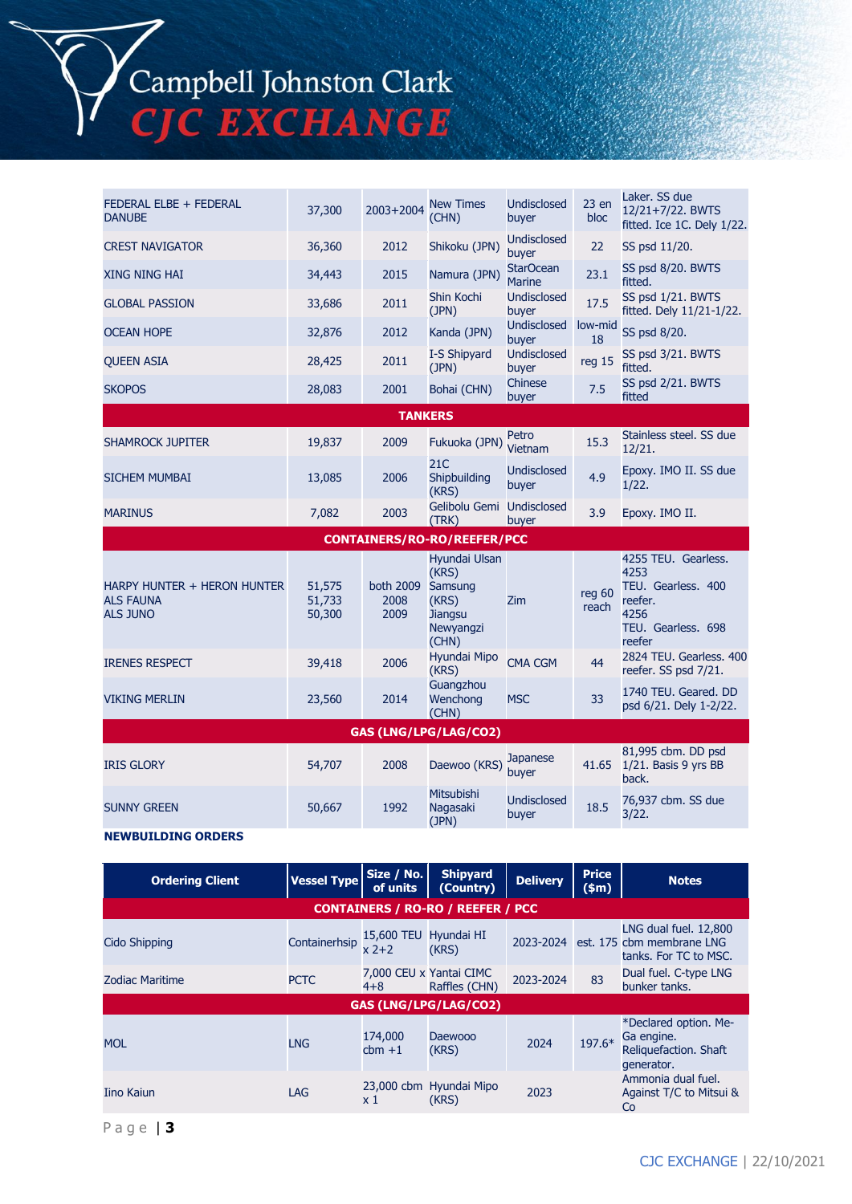| | | | | | | |
|---|---|---|---|---|---|---|
| FEDERAL ELBE + FEDERAL DANUBE | 37,300 | 2003+2004 | New Times (CHN) | Undisclosed buyer | 23 en bloc | Laker. SS due 12/21+7/22. BWTS fitted. Ice 1C. Dely 1/22. |
| CREST NAVIGATOR | 36,360 | 2012 | Shikoku (JPN) | Undisclosed buyer | 22 | SS psd 11/20. |
| XING NING HAI | 34,443 | 2015 | Namura (JPN) | StarOcean Marine | 23.1 | SS psd 8/20. BWTS fitted. |
| GLOBAL PASSION | 33,686 | 2011 | Shin Kochi (JPN) | Undisclosed buyer | 17.5 | SS psd 1/21. BWTS fitted. Dely 11/21-1/22. |
| OCEAN HOPE | 32,876 | 2012 | Kanda (JPN) | Undisclosed buyer | low-mid 18 | SS psd 8/20. |
| QUEEN ASIA | 28,425 | 2011 | I-S Shipyard (JPN) | Undisclosed buyer | reg 15 | SS psd 3/21. BWTS fitted. |
| SKOPOS | 28,083 | 2001 | Bohai (CHN) | Chinese buyer | 7.5 | SS psd 2/21. BWTS fitted |
| **TANKERS** | | | | | | |
| SHAMROCK JUPITER | 19,837 | 2009 | Fukuoka (JPN) | Petro Vietnam | 15.3 | Stainless steel. SS due 12/21. |
| SICHEM MUMBAI | 13,085 | 2006 | 21C Shipbuilding (KRS) | Undisclosed buyer | 4.9 | Epoxy. IMO II. SS due 1/22. |
| MARINUS | 7,082 | 2003 | Gelibolu Gemi (TRK) | Undisclosed buyer | 3.9 | Epoxy. IMO II. |
| **CONTAINERS/RO-RO/REEFER/PCC** | | | | | | |
| HARPY HUNTER + HERON HUNTER<br>ALS FAUNA<br>ALS JUNO | 51,575<br>51,733<br>50,300 | both 2009<br>2008<br>2009 | Hyundai Ulsan (KRS)<br>Samsung (KRS)<br>Jiangsu Newyangzi (CHN) | Zim | reg 60 reach | 4255 TEU. Gearless.<br>4253 TEU. Gearless. 400 reefer.<br>4256 TEU. Gearless. 698 reefer |
| IRENES RESPECT | 39,418 | 2006 | Hyundai Mipo (KRS) | CMA CGM | 44 | 2824 TEU. Gearless. 400 reefer. SS psd 7/21. |
| VIKING MERLIN | 23,560 | 2014 | Guangzhou Wenchong (CHN) | MSC | 33 | 1740 TEU. Geared. DD psd 6/21. Dely 1-2/22. |
| **GAS (LNG/LPG/LAG/CO2)** | | | | | | |
| IRIS GLORY | 54,707 | 2008 | Daewoo (KRS) | Japanese buyer | 41.65 | 81,995 cbm. DD psd 1/21. Basis 9 yrs BB back. |
| SUNNY GREEN | 50,667 | 1992 | Mitsubishi Nagasaki (JPN) | Undisclosed buyer | 18.5 | 76,937 cbm. SS due 3/22. |

**NEWBUILDING ORDERS**

| Ordering Client | Vessel Type | Size / No. of units | Shipyard (Country) | Delivery | Price ($m) | Notes |
|---|---|---|---|---|---|---|
| **CONTAINERS / RO-RO / REEFER / PCC** | | | | | | |
| Cido Shipping | Containerhsip | 15,600 TEU x 2+2 | Hyundai HI (KRS) | 2023-2024 | est. 175 | LNG dual fuel. 12,800 cbm membrane LNG tanks. For TC to MSC. |
| Zodiac Maritime | PCTC | 7,000 CEU x 4+8 | Yantai CIMC Raffles (CHN) | 2023-2024 | 83 | Dual fuel. C-type LNG bunker tanks. |
| **GAS (LNG/LPG/LAG/CO2)** | | | | | | |
| MOL | LNG | 174,000 cbm +1 | Daewooo (KRS) | 2024 | 197.6* | *Declared option. Me-Ga engine. Reliquefaction. Shaft generator. |
| Iino Kaiun | LAG | 23,000 cbm x 1 | Hyundai Mipo (KRS) | 2023 | | Ammonia dual fuel. Against T/C to Mitsui & Co |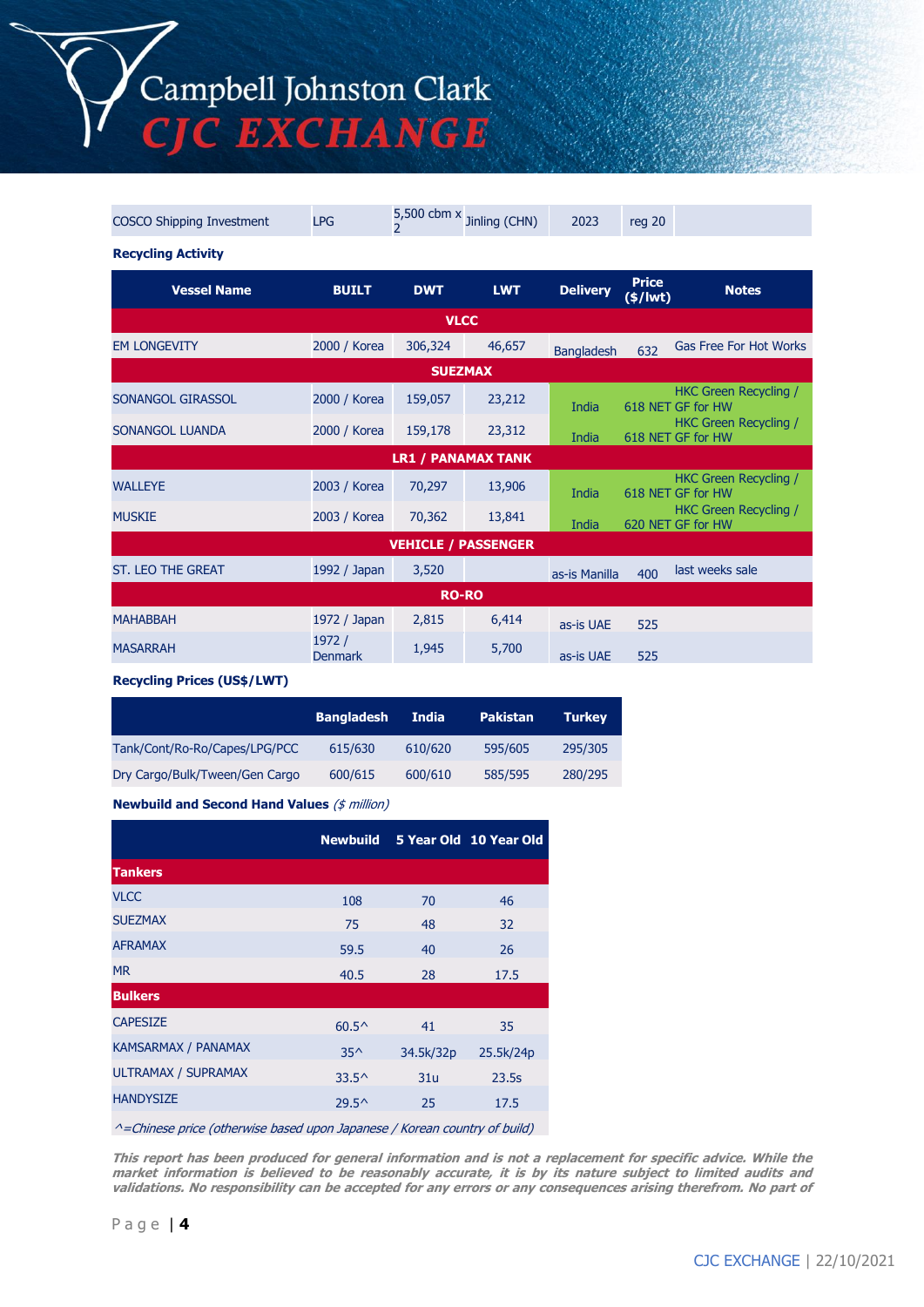| COSCO Shipping Investment | LPG | 5,500 cbm x 2 | Jinling (CHN) | 2023 | reg 20 | |
|---|---|---|---|---|---|---|

**Recycling Activity**

| Vessel Name | BUILT | DWT | LWT | Delivery | Price ($/lwt) | Notes |
|---|---|---|---|---|---|---|
| **VLCC** | | | | | | |
| EM LONGEVITY | 2000 / Korea | 306,324 | 46,657 | Bangladesh | 632 | Gas Free For Hot Works |
| **SUEZMAX** | | | | | | |
| SONANGOL GIRASSOL | 2000 / Korea | 159,057 | 23,212 | India | 618 NET | HKC Green Recycling / GF for HW |
| SONANGOL LUANDA | 2000 / Korea | 159,178 | 23,312 | India | 618 NET | HKC Green Recycling / GF for HW |
| **LR1 / PANAMAX TANK** | | | | | | |
| WALLEYE | 2003 / Korea | 70,297 | 13,906 | India | 618 NET | HKC Green Recycling / GF for HW |
| MUSKIE | 2003 / Korea | 70,362 | 13,841 | India | 620 NET | HKC Green Recycling / GF for HW |
| **VEHICLE / PASSENGER** | | | | | | |
| ST. LEO THE GREAT | 1992 / Japan | 3,520 | | as-is Manilla | 400 | last weeks sale |
| **RO-RO** | | | | | | |
| MAHABBAH | 1972 / Japan | 2,815 | 6,414 | as-is UAE | 525 | |
| MASARRAH | 1972 / Denmark | 1,945 | 5,700 | as-is UAE | 525 | |

**Recycling Prices (US$/LWT)**

| | Bangladesh | India | Pakistan | Turkey |
|---|---|---|---|---|
| Tank/Cont/Ro-Ro/Capes/LPG/PCC | 615/630 | 610/620 | 595/605 | 295/305 |
| Dry Cargo/Bulk/Tween/Gen Cargo | 600/615 | 600/610 | 585/595 | 280/295 |

**Newbuild and Second Hand Values** *($ million)*

| | Newbuild | 5 Year Old | 10 Year Old |
|---|---|---|---|
| **Tankers** | | | |
| VLCC | 108 | 70 | 46 |
| SUEZMAX | 75 | 48 | 32 |
| AFRAMAX | 59.5 | 40 | 26 |
| MR | 40.5 | 28 | 17.5 |
| **Bulkers** | | | |
| CAPESIZE | 60.5^ | 41 | 35 |
| KAMSARMAX / PANAMAX | 35^ | 34.5k/32p | 25.5k/24p |
| ULTRAMAX / SUPRAMAX | 33.5^ | 31u | 23.5s |
| HANDYSIZE | 29.5^ | 25 | 17.5 |

*^=Chinese price (otherwise based upon Japanese / Korean country of build)*

***This report has been produced for general information and is not a replacement for specific advice. While the market information is believed to be reasonably accurate, it is by its nature subject to limited audits and validations. No responsibility can be accepted for any errors or any consequences arising therefrom. No part of***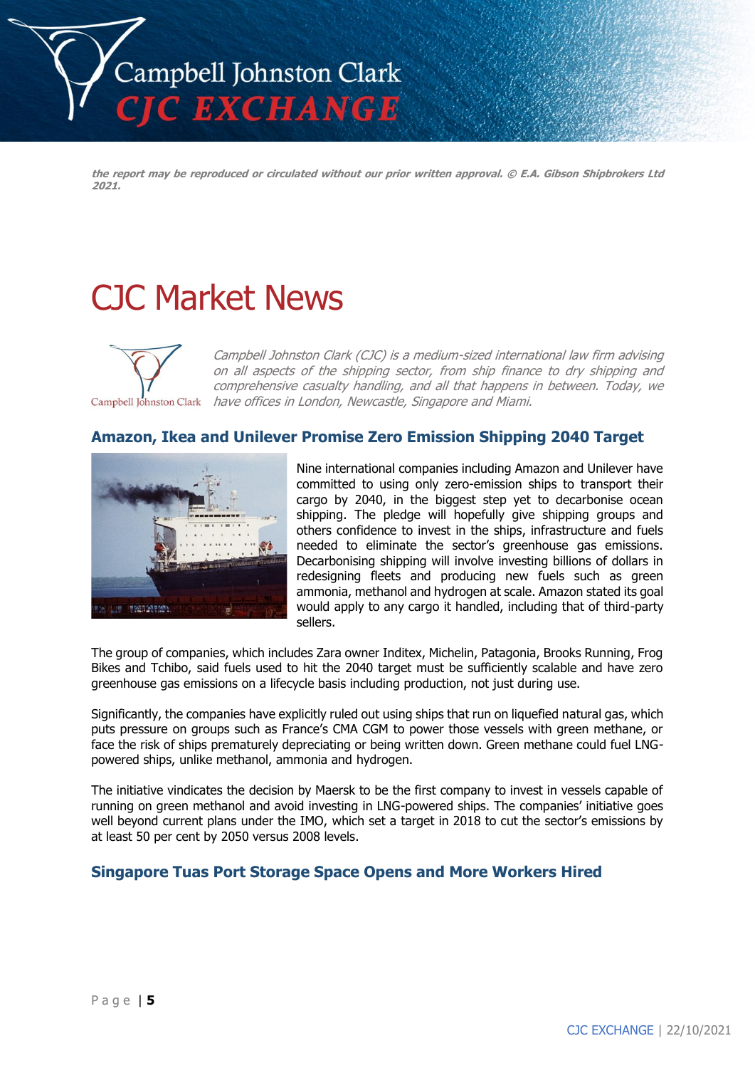*the report may be reproduced or circulated without our prior written approval. © E.A. Gibson Shipbrokers Ltd 2021.*

# CJC Market News

*Campbell Johnston Clark (CJC) is a medium-sized international law firm advising on all aspects of the shipping sector, from ship finance to dry shipping and comprehensive casualty handling, and all that happens in between. Today, we have offices in London, Newcastle, Singapore and Miami.*

## Amazon, Ikea and Unilever Promise Zero Emission Shipping 2040 Target

Nine international companies including Amazon and Unilever have committed to using only zero-emission ships to transport their cargo by 2040, in the biggest step yet to decarbonise ocean shipping. The pledge will hopefully give shipping groups and others confidence to invest in the ships, infrastructure and fuels needed to eliminate the sector's greenhouse gas emissions. Decarbonising shipping will involve investing billions of dollars in redesigning fleets and producing new fuels such as green ammonia, methanol and hydrogen at scale. Amazon stated its goal would apply to any cargo it handled, including that of third-party sellers.

The group of companies, which includes Zara owner Inditex, Michelin, Patagonia, Brooks Running, Frog Bikes and Tchibo, said fuels used to hit the 2040 target must be sufficiently scalable and have zero greenhouse gas emissions on a lifecycle basis including production, not just during use.

Significantly, the companies have explicitly ruled out using ships that run on liquefied natural gas, which puts pressure on groups such as France's CMA CGM to power those vessels with green methane, or face the risk of ships prematurely depreciating or being written down. Green methane could fuel LNG-powered ships, unlike methanol, ammonia and hydrogen.

The initiative vindicates the decision by Maersk to be the first company to invest in vessels capable of running on green methanol and avoid investing in LNG-powered ships. The companies' initiative goes well beyond current plans under the IMO, which set a target in 2018 to cut the sector's emissions by at least 50 per cent by 2050 versus 2008 levels.

## Singapore Tuas Port Storage Space Opens and More Workers Hired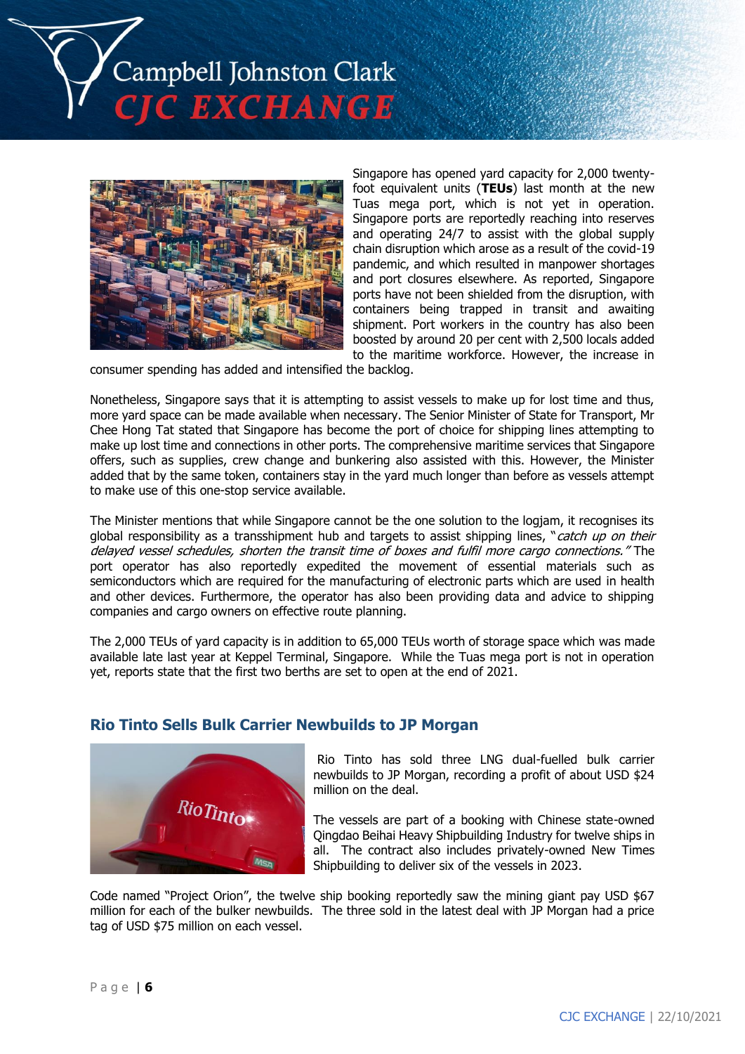Singapore has opened yard capacity for 2,000 twenty-foot equivalent units (**TEUs**) last month at the new Tuas mega port, which is not yet in operation. Singapore ports are reportedly reaching into reserves and operating 24/7 to assist with the global supply chain disruption which arose as a result of the covid-19 pandemic, and which resulted in manpower shortages and port closures elsewhere. As reported, Singapore ports have not been shielded from the disruption, with containers being trapped in transit and awaiting shipment. Port workers in the country has also been boosted by around 20 per cent with 2,500 locals added to the maritime workforce. However, the increase in consumer spending has added and intensified the backlog.

Nonetheless, Singapore says that it is attempting to assist vessels to make up for lost time and thus, more yard space can be made available when necessary. The Senior Minister of State for Transport, Mr Chee Hong Tat stated that Singapore has become the port of choice for shipping lines attempting to make up lost time and connections in other ports. The comprehensive maritime services that Singapore offers, such as supplies, crew change and bunkering also assisted with this. However, the Minister added that by the same token, containers stay in the yard much longer than before as vessels attempt to make use of this one-stop service available.

The Minister mentions that while Singapore cannot be the one solution to the logjam, it recognises its global responsibility as a transshipment hub and targets to assist shipping lines, "*catch up on their delayed vessel schedules, shorten the transit time of boxes and fulfil more cargo connections.*" The port operator has also reportedly expedited the movement of essential materials such as semiconductors which are required for the manufacturing of electronic parts which are used in health and other devices. Furthermore, the operator has also been providing data and advice to shipping companies and cargo owners on effective route planning.

The 2,000 TEUs of yard capacity is in addition to 65,000 TEUs worth of storage space which was made available late last year at Keppel Terminal, Singapore. While the Tuas mega port is not in operation yet, reports state that the first two berths are set to open at the end of 2021.

## Rio Tinto Sells Bulk Carrier Newbuilds to JP Morgan

Rio Tinto has sold three LNG dual-fuelled bulk carrier newbuilds to JP Morgan, recording a profit of about USD $24 million on the deal.

The vessels are part of a booking with Chinese state-owned Qingdao Beihai Heavy Shipbuilding Industry for twelve ships in all. The contract also includes privately-owned New Times Shipbuilding to deliver six of the vessels in 2023.

Code named "Project Orion", the twelve ship booking reportedly saw the mining giant pay USD $67 million for each of the bulker newbuilds. The three sold in the latest deal with JP Morgan had a price tag of USD $75 million on each vessel.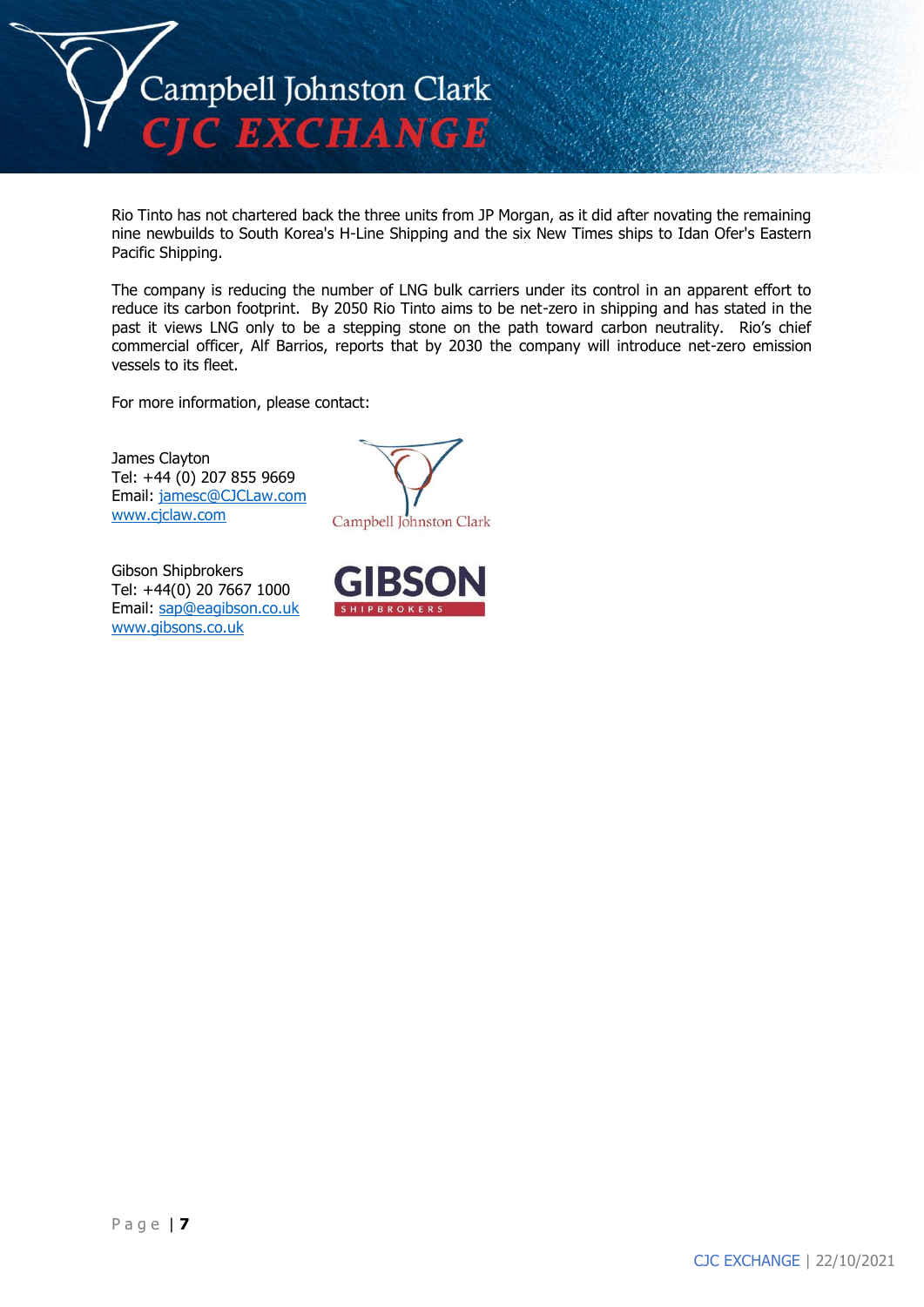Rio Tinto has not chartered back the three units from JP Morgan, as it did after novating the remaining nine newbuilds to South Korea's H-Line Shipping and the six New Times ships to Idan Ofer's Eastern Pacific Shipping.

The company is reducing the number of LNG bulk carriers under its control in an apparent effort to reduce its carbon footprint. By 2050 Rio Tinto aims to be net-zero in shipping and has stated in the past it views LNG only to be a stepping stone on the path toward carbon neutrality. Rio's chief commercial officer, Alf Barrios, reports that by 2030 the company will introduce net-zero emission vessels to its fleet.

For more information, please contact:

James Clayton
Tel: +44 (0) 207 855 9669
Email: jamesc@CJCLaw.com
www.cjclaw.com

Gibson Shipbrokers
Tel: +44(0) 20 7667 1000
Email: sap@eagibson.co.uk
www.gibsons.co.uk